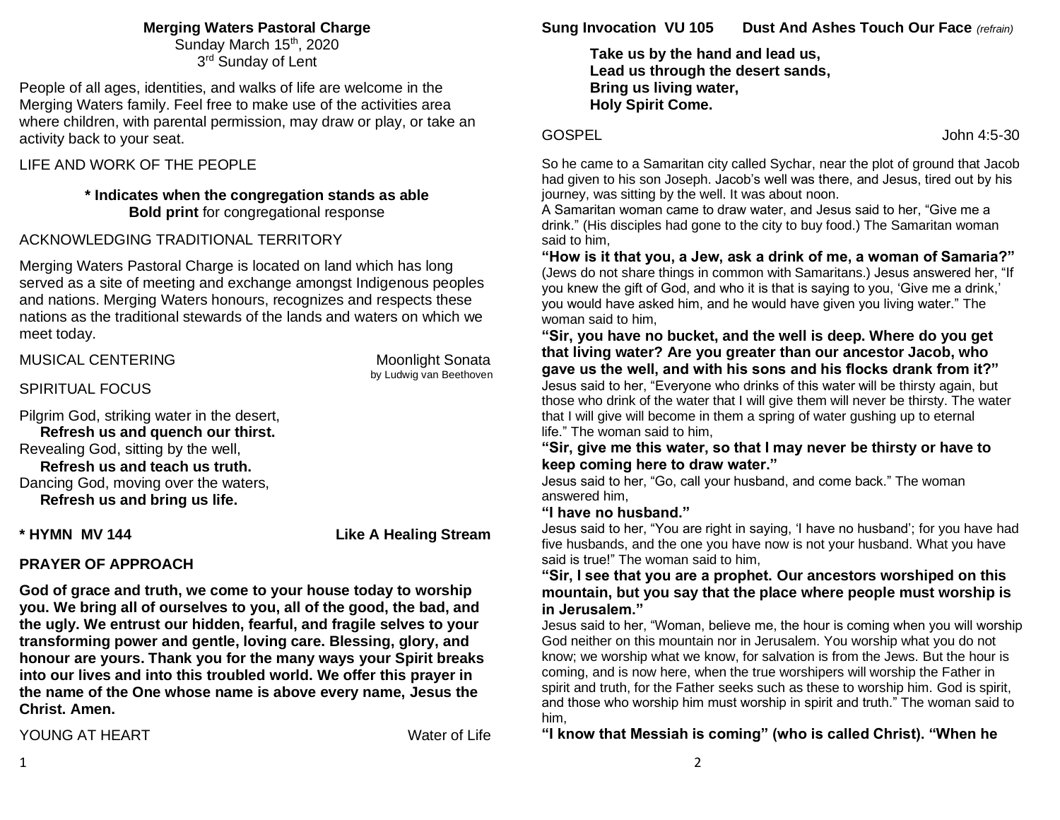**Merging Waters Pastoral Charge**
Sunday March 15th, 2020
3rd Sunday of Lent

People of all ages, identities, and walks of life are welcome in the Merging Waters family. Feel free to make use of the activities area where children, with parental permission, may draw or play, or take an activity back to your seat.

LIFE AND WORK OF THE PEOPLE

**\* Indicates when the congregation stands as able**
**Bold print** for congregational response

ACKNOWLEDGING TRADITIONAL TERRITORY

Merging Waters Pastoral Charge is located on land which has long served as a site of meeting and exchange amongst Indigenous peoples and nations. Merging Waters honours, recognizes and respects these nations as the traditional stewards of the lands and waters on which we meet today.

MUSICAL CENTERING — Moonlight Sonata by Ludwig van Beethoven

SPIRITUAL FOCUS

Pilgrim God, striking water in the desert,
**Refresh us and quench our thirst.**
Revealing God, sitting by the well,
**Refresh us and teach us truth.**
Dancing God, moving over the waters,
**Refresh us and bring us life.**

**\* HYMN MV 144 — Like A Healing Stream**

**PRAYER OF APPROACH**

**God of grace and truth, we come to your house today to worship you. We bring all of ourselves to you, all of the good, the bad, and the ugly. We entrust our hidden, fearful, and fragile selves to your transforming power and gentle, loving care. Blessing, glory, and honour are yours. Thank you for the many ways your Spirit breaks into our lives and into this troubled world. We offer this prayer in the name of the One whose name is above every name, Jesus the Christ. Amen.**

YOUNG AT HEART — Water of Life

**Sung Invocation VU 105 — Dust And Ashes Touch Our Face** *(refrain)*

**Take us by the hand and lead us,**
**Lead us through the desert sands,**
**Bring us living water,**
**Holy Spirit Come.**

GOSPEL — John 4:5-30

So he came to a Samaritan city called Sychar, near the plot of ground that Jacob had given to his son Joseph. Jacob's well was there, and Jesus, tired out by his journey, was sitting by the well. It was about noon.
A Samaritan woman came to draw water, and Jesus said to her, "Give me a drink." (His disciples had gone to the city to buy food.) The Samaritan woman said to him,
**"How is it that you, a Jew, ask a drink of me, a woman of Samaria?"**
(Jews do not share things in common with Samaritans.) Jesus answered her, "If you knew the gift of God, and who it is that is saying to you, 'Give me a drink,' you would have asked him, and he would have given you living water." The woman said to him,
**"Sir, you have no bucket, and the well is deep. Where do you get that living water? Are you greater than our ancestor Jacob, who gave us the well, and with his sons and his flocks drank from it?"**
Jesus said to her, "Everyone who drinks of this water will be thirsty again, but those who drink of the water that I will give them will never be thirsty. The water that I will give will become in them a spring of water gushing up to eternal life." The woman said to him,
**"Sir, give me this water, so that I may never be thirsty or have to keep coming here to draw water."**
Jesus said to her, "Go, call your husband, and come back." The woman answered him,
**"I have no husband."**
Jesus said to her, "You are right in saying, 'I have no husband'; for you have had five husbands, and the one you have now is not your husband. What you have said is true!" The woman said to him,
**"Sir, I see that you are a prophet. Our ancestors worshiped on this mountain, but you say that the place where people must worship is in Jerusalem."**
Jesus said to her, "Woman, believe me, the hour is coming when you will worship God neither on this mountain nor in Jerusalem. You worship what you do not know; we worship what we know, for salvation is from the Jews. But the hour is coming, and is now here, when the true worshipers will worship the Father in spirit and truth, for the Father seeks such as these to worship him. God is spirit, and those who worship him must worship in spirit and truth." The woman said to him,
**"I know that Messiah is coming" (who is called Christ). "When he**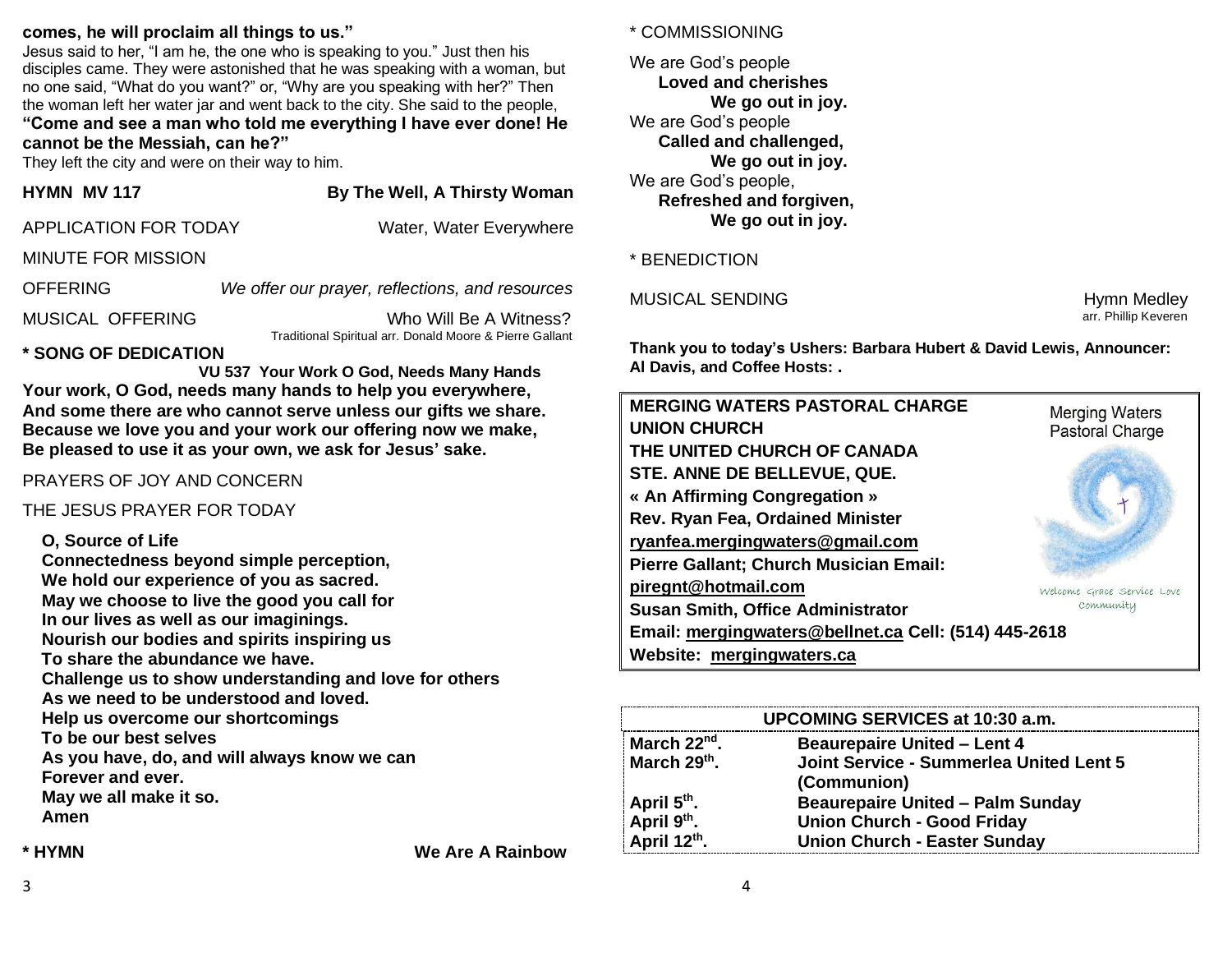**comes, he will proclaim all things to us."**

Jesus said to her, "I am he, the one who is speaking to you." Just then his disciples came. They were astonished that he was speaking with a woman, but no one said, "What do you want?" or, "Why are you speaking with her?" Then the woman left her water jar and went back to the city. She said to the people, **"Come and see a man who told me everything I have ever done! He cannot be the Messiah, can he?"**

They left the city and were on their way to him.

**HYMN MV 117** **By The Well, A Thirsty Woman**

APPLICATION FOR TODAY Water, Water Everywhere

MINUTE FOR MISSION

OFFERING *We offer our prayer, reflections, and resources*

MUSICAL OFFERING Who Will Be A Witness?
Traditional Spiritual arr. Donald Moore & Pierre Gallant

**\* SONG OF DEDICATION**
**VU 537 Your Work O God, Needs Many Hands**

**Your work, O God, needs many hands to help you everywhere,**
**And some there are who cannot serve unless our gifts we share.**
**Because we love you and your work our offering now we make,**
**Be pleased to use it as your own, we ask for Jesus' sake.**

PRAYERS OF JOY AND CONCERN

THE JESUS PRAYER FOR TODAY

**O, Source of Life**
**Connectedness beyond simple perception,**
**We hold our experience of you as sacred.**
**May we choose to live the good you call for**
**In our lives as well as our imaginings.**
**Nourish our bodies and spirits inspiring us**
**To share the abundance we have.**
**Challenge us to show understanding and love for others**
**As we need to be understood and loved.**
**Help us overcome our shortcomings**
**To be our best selves**
**As you have, do, and will always know we can**
**Forever and ever.**
**May we all make it so.**
**Amen**

**\* HYMN** **We Are A Rainbow**

\* COMMISSIONING

We are God's people
**Loved and cherishes**
**We go out in joy.**
We are God's people
**Called and challenged,**
**We go out in joy.**
We are God's people,
**Refreshed and forgiven,**
**We go out in joy.**

\* BENEDICTION

MUSICAL SENDING Hymn Medley
arr. Phillip Keveren

**Thank you to today's Ushers: Barbara Hubert & David Lewis, Announcer: Al Davis, and Coffee Hosts: .**

**MERGING WATERS PASTORAL CHARGE**
**UNION CHURCH**
**THE UNITED CHURCH OF CANADA**
**STE. ANNE DE BELLEVUE, QUE.**
**« An Affirming Congregation »**
**Rev. Ryan Fea, Ordained Minister**
**ryanfea.mergingwaters@gmail.com**
**Pierre Gallant; Church Musician Email:**
**piregnt@hotmail.com**
**Susan Smith, Office Administrator**
**Email: mergingwaters@bellnet.ca Cell: (514) 445-2618**
**Website: mergingwaters.ca**

Merging Waters Pastoral Charge
Welcome Grace Service Love Community

| UPCOMING SERVICES at 10:30 a.m. | |
|---|---|
| March 22nd. | Beaurepaire United – Lent 4 |
| March 29th. | Joint Service - Summerlea United Lent 5 (Communion) |
| April 5th. | Beaurepaire United – Palm Sunday |
| April 9th. | Union Church - Good Friday |
| April 12th. | Union Church - Easter Sunday |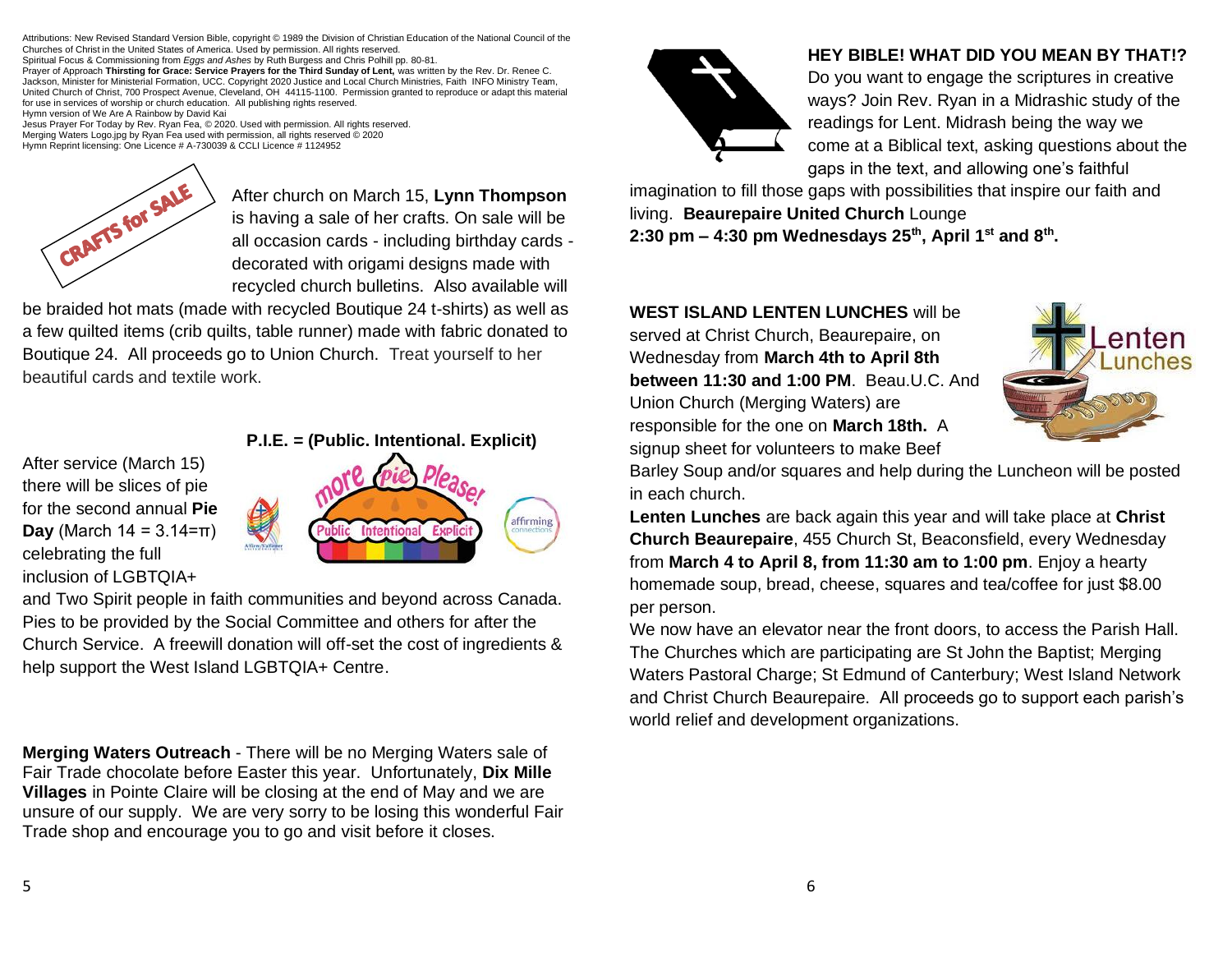Attributions: New Revised Standard Version Bible, copyright © 1989 the Division of Christian Education of the National Council of the Churches of Christ in the United States of America. Used by permission. All rights reserved.
Spiritual Focus & Commissioning from *Eggs and Ashes* by Ruth Burgess and Chris Polhill pp. 80-81.
Prayer of Approach **Thirsting for Grace: Service Prayers for the Third Sunday of Lent,** was written by the Rev. Dr. Renee C. Jackson, Minister for Ministerial Formation, UCC. Copyright 2020 Justice and Local Church Ministries, Faith INFO Ministry Team, United Church of Christ, 700 Prospect Avenue, Cleveland, OH 44115-1100. Permission granted to reproduce or adapt this material for use in services of worship or church education. All publishing rights reserved.
Hymn version of We Are A Rainbow by David Kai
Jesus Prayer For Today by Rev. Ryan Fea, © 2020. Used with permission. All rights reserved.
Merging Waters Logo.jpg by Ryan Fea used with permission, all rights reserved © 2020
Hymn Reprint licensing: One Licence # A-730039 & CCLI Licence # 1124952

After church on March 15, **Lynn Thompson** is having a sale of her crafts. On sale will be all occasion cards - including birthday cards - decorated with origami designs made with recycled church bulletins. Also available will be braided hot mats (made with recycled Boutique 24 t-shirts) as well as a few quilted items (crib quilts, table runner) made with fabric donated to Boutique 24. All proceeds go to Union Church. Treat yourself to her beautiful cards and textile work.

**P.I.E. = (Public. Intentional. Explicit)**

After service (March 15) there will be slices of pie for the second annual **Pie Day** (March 14 = 3.14=π) celebrating the full inclusion of LGBTQIA+ and Two Spirit people in faith communities and beyond across Canada. Pies to be provided by the Social Committee and others for after the Church Service. A freewill donation will off-set the cost of ingredients & help support the West Island LGBTQIA+ Centre.

**Merging Waters Outreach** - There will be no Merging Waters sale of Fair Trade chocolate before Easter this year. Unfortunately, **Dix Mille Villages** in Pointe Claire will be closing at the end of May and we are unsure of our supply. We are very sorry to be losing this wonderful Fair Trade shop and encourage you to go and visit before it closes.

**HEY BIBLE! WHAT DID YOU MEAN BY THAT!?**
Do you want to engage the scriptures in creative ways? Join Rev. Ryan in a Midrashic study of the readings for Lent. Midrash being the way we come at a Biblical text, asking questions about the gaps in the text, and allowing one's faithful imagination to fill those gaps with possibilities that inspire our faith and living. **Beaurepaire United Church** Lounge
**2:30 pm – 4:30 pm Wednesdays 25th, April 1st and 8th.**

**WEST ISLAND LENTEN LUNCHES** will be served at Christ Church, Beaurepaire, on Wednesday from **March 4th to April 8th between 11:30 and 1:00 PM**. Beau.U.C. And Union Church (Merging Waters) are responsible for the one on **March 18th.** A signup sheet for volunteers to make Beef Barley Soup and/or squares and help during the Luncheon will be posted in each church.

**Lenten Lunches** are back again this year and will take place at **Christ Church Beaurepaire**, 455 Church St, Beaconsfield, every Wednesday from **March 4 to April 8, from 11:30 am to 1:00 pm**. Enjoy a hearty homemade soup, bread, cheese, squares and tea/coffee for just $8.00 per person.
We now have an elevator near the front doors, to access the Parish Hall. The Churches which are participating are St John the Baptist; Merging Waters Pastoral Charge; St Edmund of Canterbury; West Island Network and Christ Church Beaurepaire. All proceeds go to support each parish's world relief and development organizations.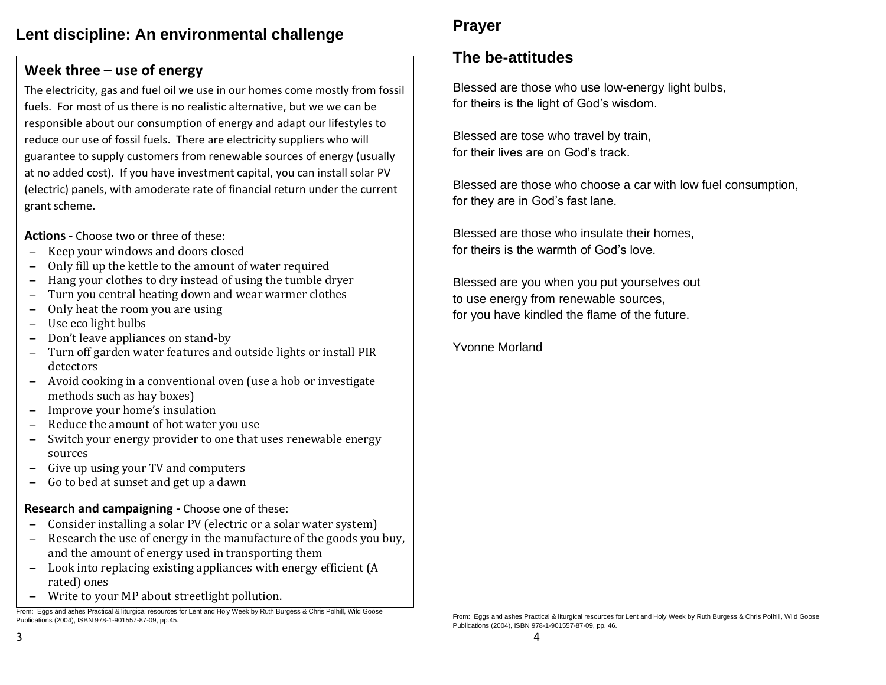## Lent discipline: An environmental challenge

### Week three – use of energy

The electricity, gas and fuel oil we use in our homes come mostly from fossil fuels. For most of us there is no realistic alternative, but we we can be responsible about our consumption of energy and adapt our lifestyles to reduce our use of fossil fuels. There are electricity suppliers who will guarantee to supply customers from renewable sources of energy (usually at no added cost). If you have investment capital, you can install solar PV (electric) panels, with amoderate rate of financial return under the current grant scheme.

**Actions -** Choose two or three of these:

- Keep your windows and doors closed
- Only fill up the kettle to the amount of water required
- Hang your clothes to dry instead of using the tumble dryer
- Turn you central heating down and wear warmer clothes
- Only heat the room you are using
- Use eco light bulbs
- Don't leave appliances on stand-by
- Turn off garden water features and outside lights or install PIR detectors
- Avoid cooking in a conventional oven (use a hob or investigate methods such as hay boxes)
- Improve your home's insulation
- Reduce the amount of hot water you use
- Switch your energy provider to one that uses renewable energy sources
- Give up using your TV and computers
- Go to bed at sunset and get up a dawn

**Research and campaigning -** Choose one of these:

- Consider installing a solar PV (electric or a solar water system)
- Research the use of energy in the manufacture of the goods you buy, and the amount of energy used in transporting them
- Look into replacing existing appliances with energy efficient (A rated) ones
- Write to your MP about streetlight pollution.

From: Eggs and ashes Practical & liturgical resources for Lent and Holy Week by Ruth Burgess & Chris Polhill, Wild Goose Publications (2004), ISBN 978-1-901557-87-09, pp.45.

## Prayer

## The be-attitudes

Blessed are those who use low-energy light bulbs,
for theirs is the light of God's wisdom.

Blessed are tose who travel by train,
for their lives are on God's track.

Blessed are those who choose a car with low fuel consumption,
for they are in God's fast lane.

Blessed are those who insulate their homes,
for theirs is the warmth of God's love.

Blessed are you when you put yourselves out
to use energy from renewable sources,
for you have kindled the flame of the future.

Yvonne Morland

From: Eggs and ashes Practical & liturgical resources for Lent and Holy Week by Ruth Burgess & Chris Polhill, Wild Goose Publications (2004), ISBN 978-1-901557-87-09, pp. 46.